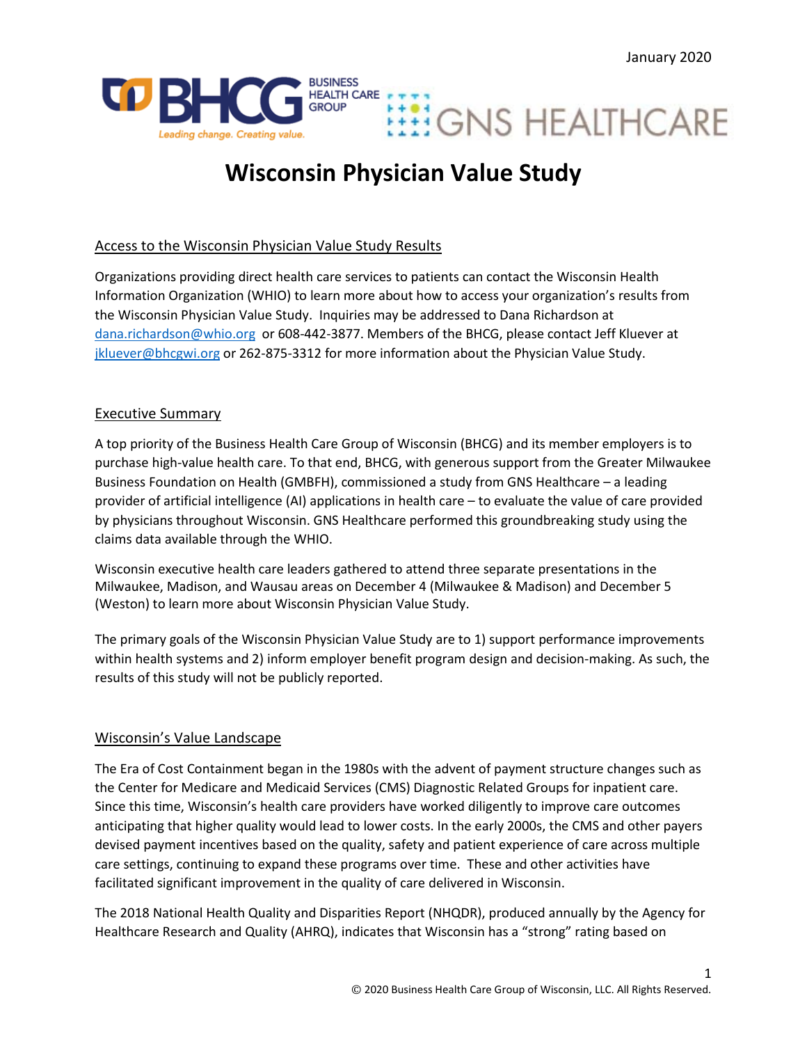January 2020

# Wisconsin Physician Value Study

## Access to the Wisconsin Physician Value Study Results

Organizations providing direct health care services to patients can contact the Wisconsin Health Information Organization (WHIO) to learn more about how to access your organization's results from the Wisconsin Physician Value Study. Inquiries may be addressed to Dana Richardson at dana.richardson@whio.org or 608-442-3877. Members of the BHCG, please contact Jeff Kluever at jkluever@bhcgwi.org or 262-875-3312 for more information about the Physician Value Study.

## Executive Summary

A top priority of the Business Health Care Group of Wisconsin (BHCG) and its member employers is to purchase high-value health care. To that end, BHCG, with generous support from the Greater Milwaukee Business Foundation on Health (GMBFH), commissioned a study from GNS Healthcare – a leading provider of artificial intelligence (AI) applications in health care – to evaluate the value of care provided by physicians throughout Wisconsin. GNS Healthcare performed this groundbreaking study using the claims data available through the WHIO.

Wisconsin executive health care leaders gathered to attend three separate presentations in the Milwaukee, Madison, and Wausau areas on December 4 (Milwaukee & Madison) and December 5 (Weston) to learn more about Wisconsin Physician Value Study.

The primary goals of the Wisconsin Physician Value Study are to 1) support performance improvements within health systems and 2) inform employer benefit program design and decision-making. As such, the results of this study will not be publicly reported.

## Wisconsin's Value Landscape

The Era of Cost Containment began in the 1980s with the advent of payment structure changes such as the Center for Medicare and Medicaid Services (CMS) Diagnostic Related Groups for inpatient care. Since this time, Wisconsin's health care providers have worked diligently to improve care outcomes anticipating that higher quality would lead to lower costs. In the early 2000s, the CMS and other payers devised payment incentives based on the quality, safety and patient experience of care across multiple care settings, continuing to expand these programs over time. These and other activities have facilitated significant improvement in the quality of care delivered in Wisconsin.

The 2018 National Health Quality and Disparities Report (NHQDR), produced annually by the Agency for Healthcare Research and Quality (AHRQ), indicates that Wisconsin has a "strong" rating based on

© 2020 Business Health Care Group of Wisconsin, LLC. All Rights Reserved.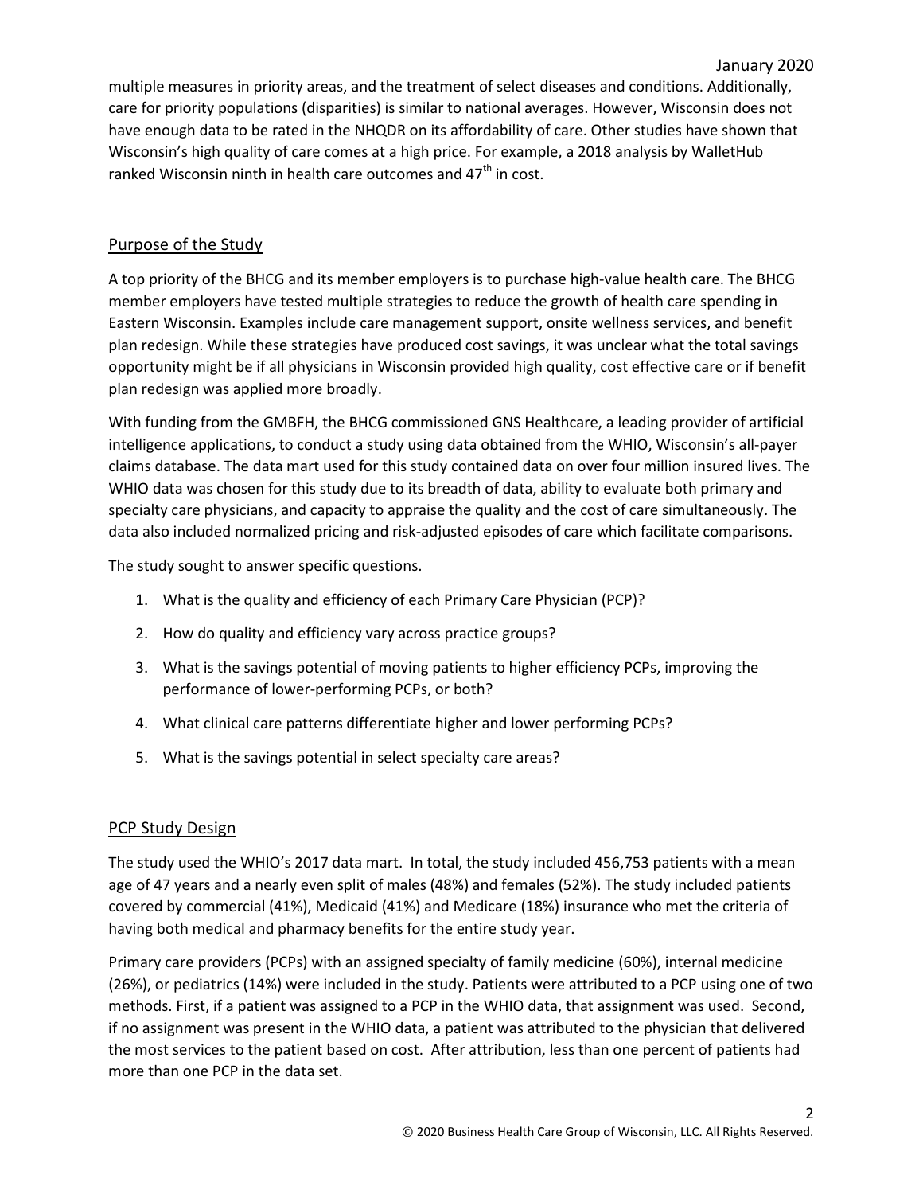multiple measures in priority areas, and the treatment of select diseases and conditions. Additionally, care for priority populations (disparities) is similar to national averages. However, Wisconsin does not have enough data to be rated in the NHQDR on its affordability of care. Other studies have shown that Wisconsin's high quality of care comes at a high price. For example, a 2018 analysis by WalletHub ranked Wisconsin ninth in health care outcomes and 47th in cost.

## Purpose of the Study

A top priority of the BHCG and its member employers is to purchase high-value health care. The BHCG member employers have tested multiple strategies to reduce the growth of health care spending in Eastern Wisconsin. Examples include care management support, onsite wellness services, and benefit plan redesign. While these strategies have produced cost savings, it was unclear what the total savings opportunity might be if all physicians in Wisconsin provided high quality, cost effective care or if benefit plan redesign was applied more broadly.

With funding from the GMBFH, the BHCG commissioned GNS Healthcare, a leading provider of artificial intelligence applications, to conduct a study using data obtained from the WHIO, Wisconsin's all-payer claims database. The data mart used for this study contained data on over four million insured lives. The WHIO data was chosen for this study due to its breadth of data, ability to evaluate both primary and specialty care physicians, and capacity to appraise the quality and the cost of care simultaneously. The data also included normalized pricing and risk-adjusted episodes of care which facilitate comparisons.

The study sought to answer specific questions.

1. What is the quality and efficiency of each Primary Care Physician (PCP)?
2. How do quality and efficiency vary across practice groups?
3. What is the savings potential of moving patients to higher efficiency PCPs, improving the performance of lower-performing PCPs, or both?
4. What clinical care patterns differentiate higher and lower performing PCPs?
5. What is the savings potential in select specialty care areas?

## PCP Study Design

The study used the WHIO's 2017 data mart. In total, the study included 456,753 patients with a mean age of 47 years and a nearly even split of males (48%) and females (52%). The study included patients covered by commercial (41%), Medicaid (41%) and Medicare (18%) insurance who met the criteria of having both medical and pharmacy benefits for the entire study year.

Primary care providers (PCPs) with an assigned specialty of family medicine (60%), internal medicine (26%), or pediatrics (14%) were included in the study. Patients were attributed to a PCP using one of two methods. First, if a patient was assigned to a PCP in the WHIO data, that assignment was used. Second, if no assignment was present in the WHIO data, a patient was attributed to the physician that delivered the most services to the patient based on cost. After attribution, less than one percent of patients had more than one PCP in the data set.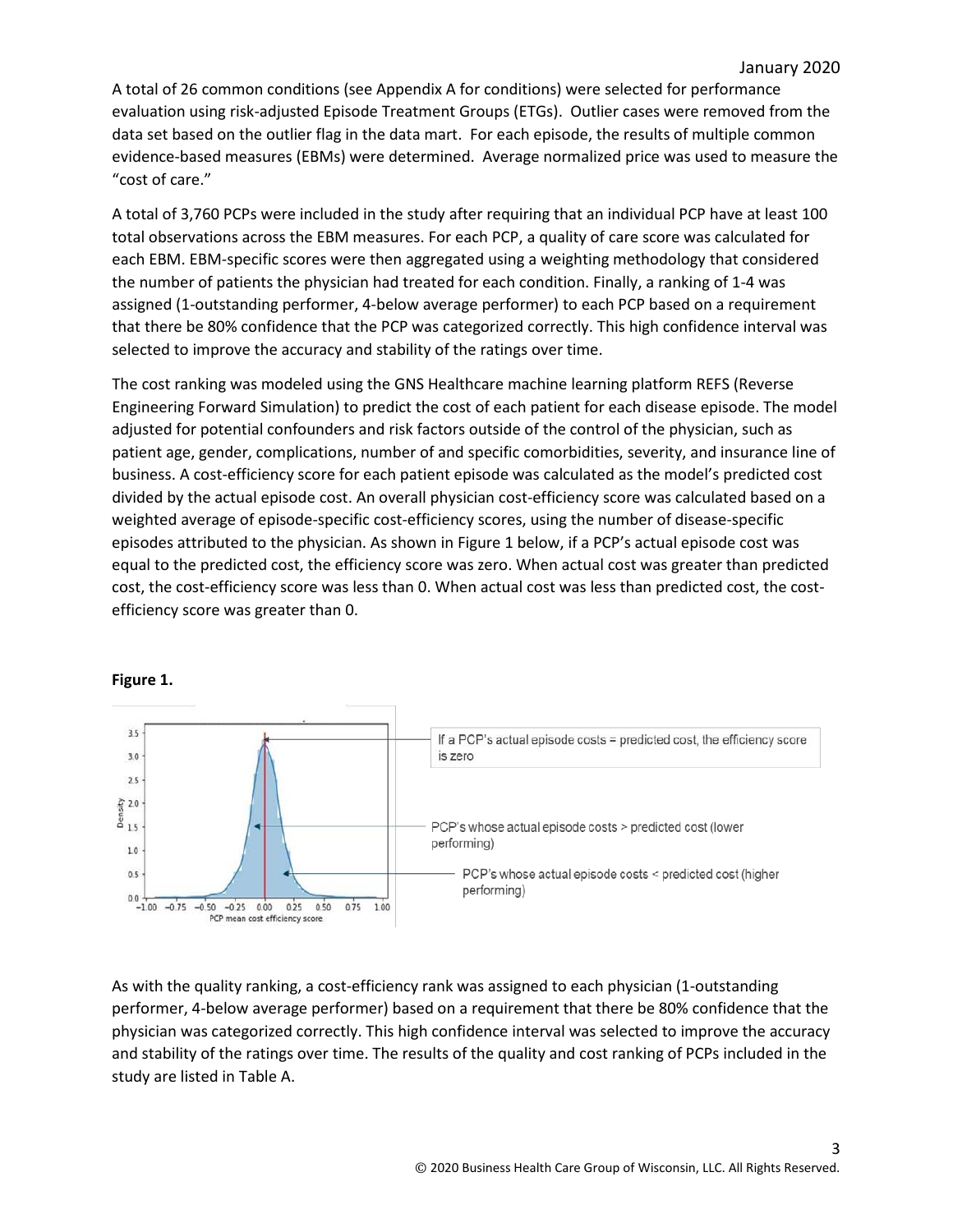A total of 26 common conditions (see Appendix A for conditions) were selected for performance evaluation using risk-adjusted Episode Treatment Groups (ETGs). Outlier cases were removed from the data set based on the outlier flag in the data mart. For each episode, the results of multiple common evidence-based measures (EBMs) were determined. Average normalized price was used to measure the "cost of care."

A total of 3,760 PCPs were included in the study after requiring that an individual PCP have at least 100 total observations across the EBM measures. For each PCP, a quality of care score was calculated for each EBM. EBM-specific scores were then aggregated using a weighting methodology that considered the number of patients the physician had treated for each condition. Finally, a ranking of 1-4 was assigned (1-outstanding performer, 4-below average performer) to each PCP based on a requirement that there be 80% confidence that the PCP was categorized correctly. This high confidence interval was selected to improve the accuracy and stability of the ratings over time.

The cost ranking was modeled using the GNS Healthcare machine learning platform REFS (Reverse Engineering Forward Simulation) to predict the cost of each patient for each disease episode. The model adjusted for potential confounders and risk factors outside of the control of the physician, such as patient age, gender, complications, number of and specific comorbidities, severity, and insurance line of business. A cost-efficiency score for each patient episode was calculated as the model's predicted cost divided by the actual episode cost. An overall physician cost-efficiency score was calculated based on a weighted average of episode-specific cost-efficiency scores, using the number of disease-specific episodes attributed to the physician. As shown in Figure 1 below, if a PCP's actual episode cost was equal to the predicted cost, the efficiency score was zero. When actual cost was greater than predicted cost, the cost-efficiency score was less than 0. When actual cost was less than predicted cost, the cost-efficiency score was greater than 0.

**Figure 1.**

If a PCP's actual episode costs = predicted cost, the efficiency score is zero

PCP's whose actual episode costs > predicted cost (lower performing)

PCP's whose actual episode costs < predicted cost (higher performing)

As with the quality ranking, a cost-efficiency rank was assigned to each physician (1-outstanding performer, 4-below average performer) based on a requirement that there be 80% confidence that the physician was categorized correctly. This high confidence interval was selected to improve the accuracy and stability of the ratings over time. The results of the quality and cost ranking of PCPs included in the study are listed in Table A.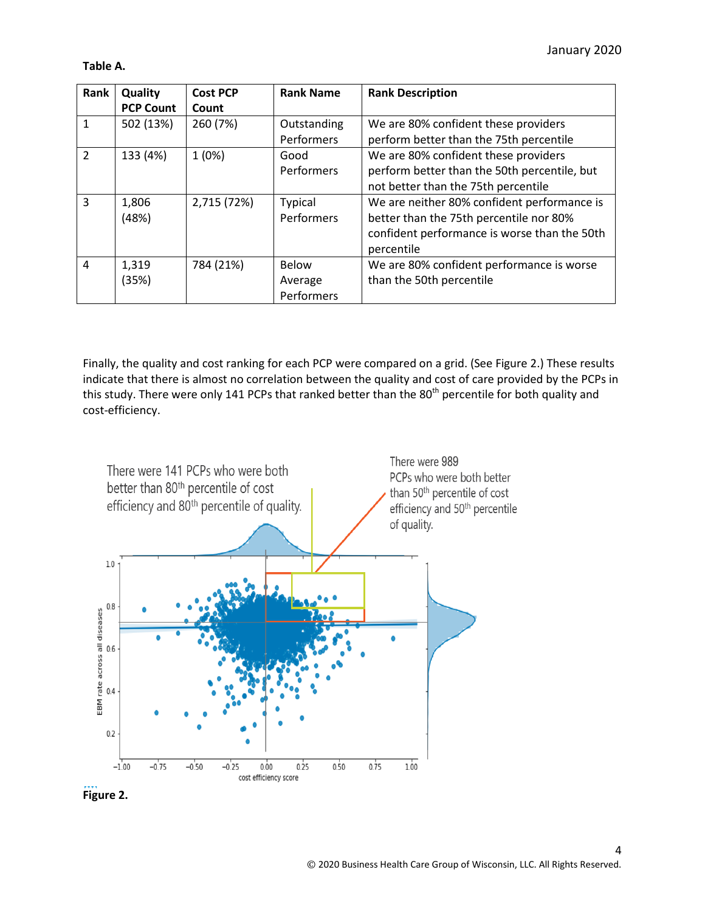**Table A.**

| Rank | Quality PCP Count | Cost PCP Count | Rank Name | Rank Description |
|---|---|---|---|---|
| 1 | 502 (13%) | 260 (7%) | Outstanding Performers | We are 80% confident these providers perform better than the 75th percentile |
| 2 | 133 (4%) | 1 (0%) | Good Performers | We are 80% confident these providers perform better than the 50th percentile, but not better than the 75th percentile |
| 3 | 1,806 (48%) | 2,715 (72%) | Typical Performers | We are neither 80% confident performance is better than the 75th percentile nor 80% confident performance is worse than the 50th percentile |
| 4 | 1,319 (35%) | 784 (21%) | Below Average Performers | We are 80% confident performance is worse than the 50th percentile |

Finally, the quality and cost ranking for each PCP were compared on a grid. (See Figure 2.) These results indicate that there is almost no correlation between the quality and cost of care provided by the PCPs in this study. There were only 141 PCPs that ranked better than the 80th percentile for both quality and cost-efficiency.

There were 141 PCPs who were both better than 80th percentile of cost efficiency and 80th percentile of quality.

There were 989 PCPs who were both better than 50th percentile of cost efficiency and 50th percentile of quality.

**Figure 2.**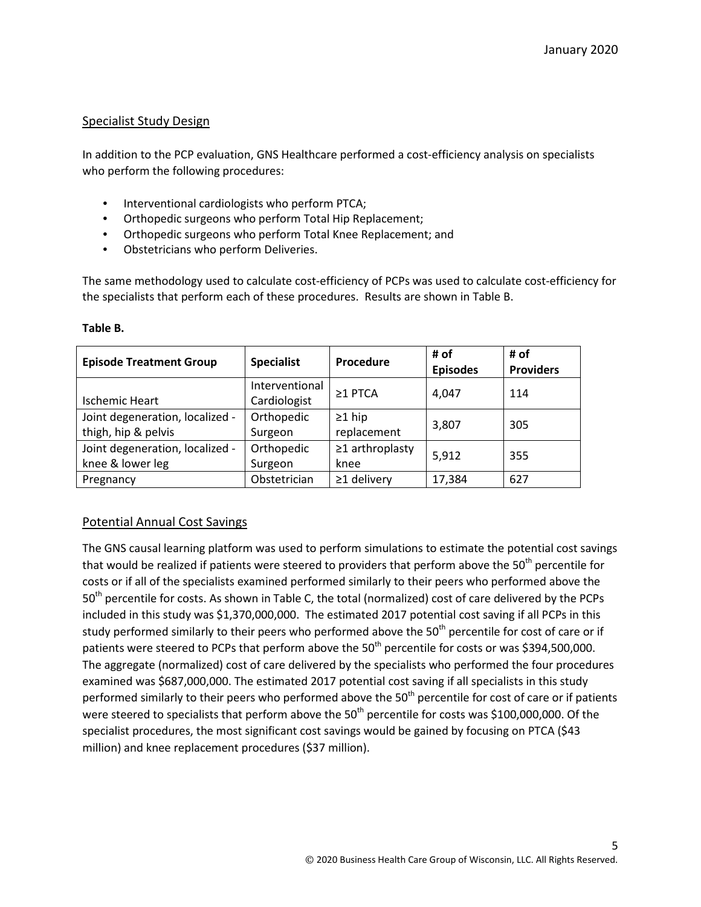## Specialist Study Design

In addition to the PCP evaluation, GNS Healthcare performed a cost-efficiency analysis on specialists who perform the following procedures:

- Interventional cardiologists who perform PTCA;
- Orthopedic surgeons who perform Total Hip Replacement;
- Orthopedic surgeons who perform Total Knee Replacement; and
- Obstetricians who perform Deliveries.

The same methodology used to calculate cost-efficiency of PCPs was used to calculate cost-efficiency for the specialists that perform each of these procedures. Results are shown in Table B.

**Table B.**

| Episode Treatment Group | Specialist | Procedure | # of Episodes | # of Providers |
|---|---|---|---|---|
| Ischemic Heart | Interventional Cardiologist | ≥1 PTCA | 4,047 | 114 |
| Joint degeneration, localized - thigh, hip & pelvis | Orthopedic Surgeon | ≥1 hip replacement | 3,807 | 305 |
| Joint degeneration, localized - knee & lower leg | Orthopedic Surgeon | ≥1 arthroplasty knee | 5,912 | 355 |
| Pregnancy | Obstetrician | ≥1 delivery | 17,384 | 627 |

## Potential Annual Cost Savings

The GNS causal learning platform was used to perform simulations to estimate the potential cost savings that would be realized if patients were steered to providers that perform above the 50th percentile for costs or if all of the specialists examined performed similarly to their peers who performed above the 50th percentile for costs. As shown in Table C, the total (normalized) cost of care delivered by the PCPs included in this study was $1,370,000,000. The estimated 2017 potential cost saving if all PCPs in this study performed similarly to their peers who performed above the 50th percentile for cost of care or if patients were steered to PCPs that perform above the 50th percentile for costs or was $394,500,000. The aggregate (normalized) cost of care delivered by the specialists who performed the four procedures examined was $687,000,000. The estimated 2017 potential cost saving if all specialists in this study performed similarly to their peers who performed above the 50th percentile for cost of care or if patients were steered to specialists that perform above the 50th percentile for costs was $100,000,000. Of the specialist procedures, the most significant cost savings would be gained by focusing on PTCA ($43 million) and knee replacement procedures ($37 million).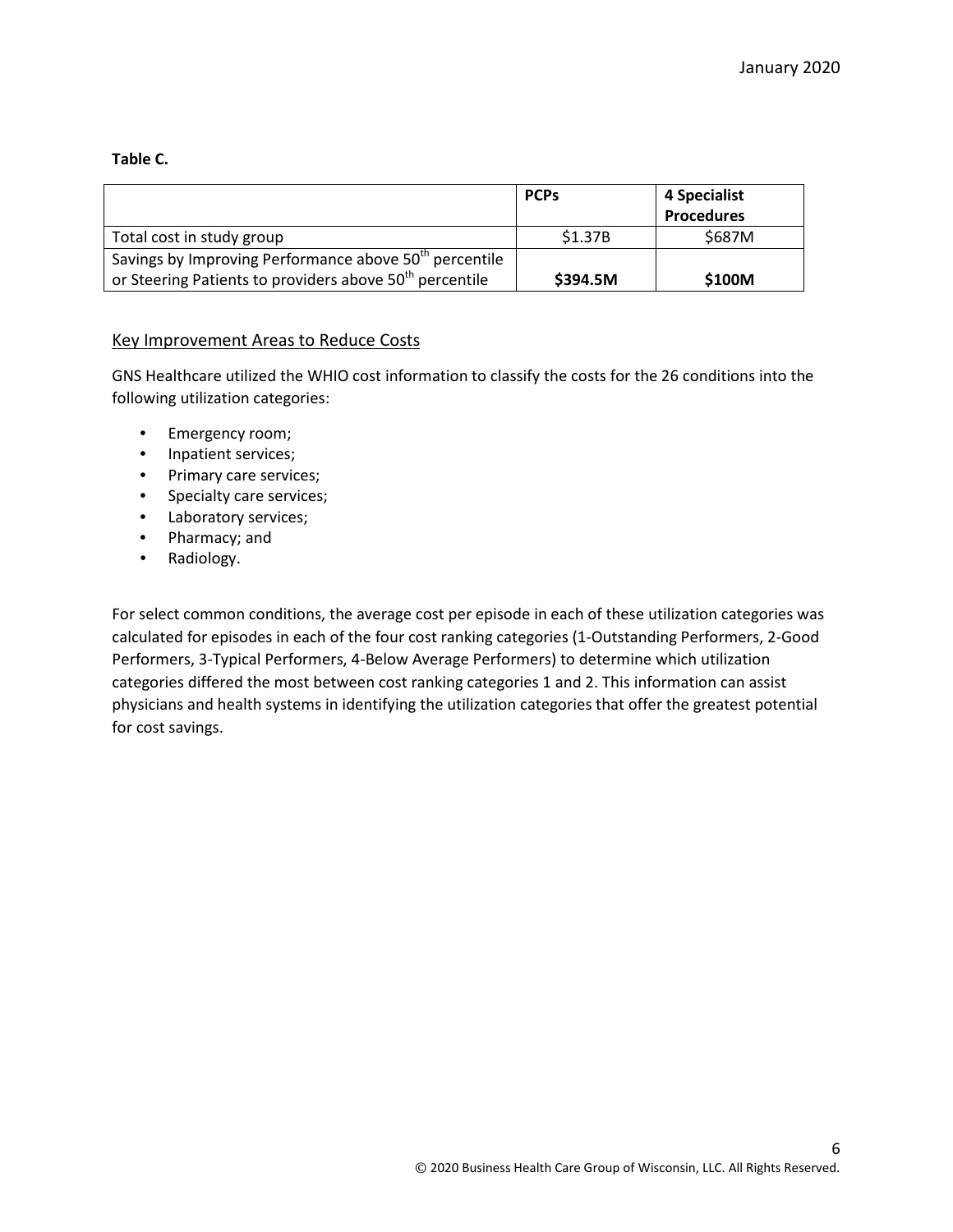**Table C.**

| | PCPs | 4 Specialist Procedures |
|---|---|---|
| Total cost in study group | \$1.37B | \$687M |
| Savings by Improving Performance above 50th percentile or Steering Patients to providers above 50th percentile | **\$394.5M** | **\$100M** |

## Key Improvement Areas to Reduce Costs

GNS Healthcare utilized the WHIO cost information to classify the costs for the 26 conditions into the following utilization categories:

- Emergency room;
- Inpatient services;
- Primary care services;
- Specialty care services;
- Laboratory services;
- Pharmacy; and
- Radiology.

For select common conditions, the average cost per episode in each of these utilization categories was calculated for episodes in each of the four cost ranking categories (1-Outstanding Performers, 2-Good Performers, 3-Typical Performers, 4-Below Average Performers) to determine which utilization categories differed the most between cost ranking categories 1 and 2. This information can assist physicians and health systems in identifying the utilization categories that offer the greatest potential for cost savings.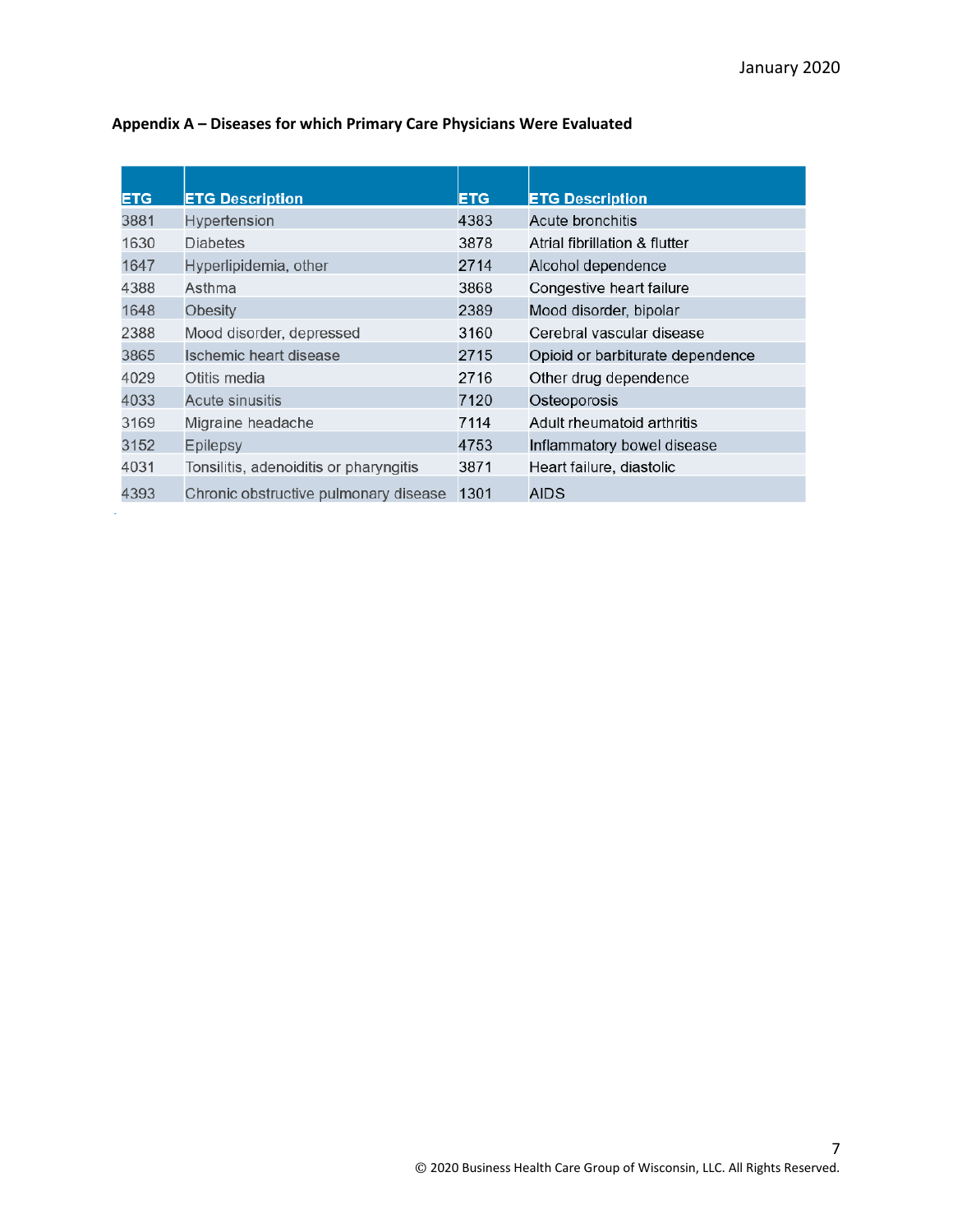**Appendix A – Diseases for which Primary Care Physicians Were Evaluated**

| ETG | ETG Description | ETG | ETG Description |
|---|---|---|---|
| 3881 | Hypertension | 4383 | Acute bronchitis |
| 1630 | Diabetes | 3878 | Atrial fibrillation & flutter |
| 1647 | Hyperlipidemia, other | 2714 | Alcohol dependence |
| 4388 | Asthma | 3868 | Congestive heart failure |
| 1648 | Obesity | 2389 | Mood disorder, bipolar |
| 2388 | Mood disorder, depressed | 3160 | Cerebral vascular disease |
| 3865 | Ischemic heart disease | 2715 | Opioid or barbiturate dependence |
| 4029 | Otitis media | 2716 | Other drug dependence |
| 4033 | Acute sinusitis | 7120 | Osteoporosis |
| 3169 | Migraine headache | 7114 | Adult rheumatoid arthritis |
| 3152 | Epilepsy | 4753 | Inflammatory bowel disease |
| 4031 | Tonsilitis, adenoiditis or pharyngitis | 3871 | Heart failure, diastolic |
| 4393 | Chronic obstructive pulmonary disease | 1301 | AIDS |

© 2020 Business Health Care Group of Wisconsin, LLC. All Rights Reserved.